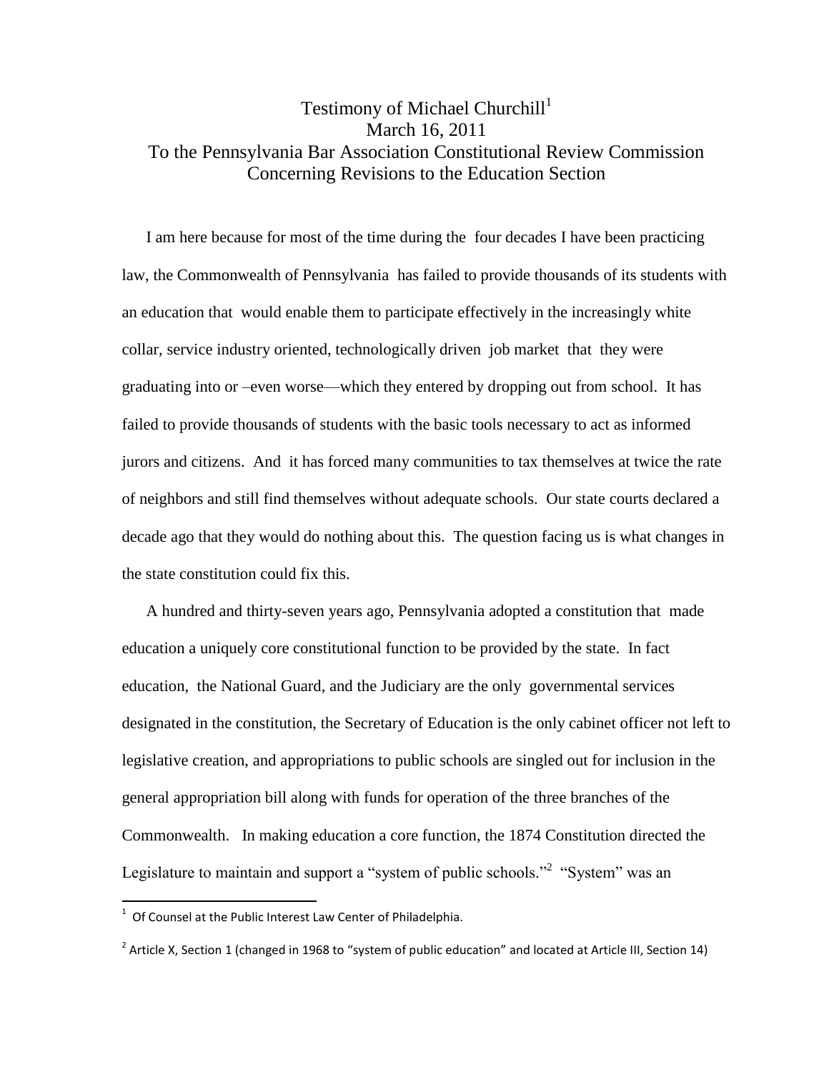# Testimony of Michael Churchill[1]
## March 16, 2011
## To the Pennsylvania Bar Association Constitutional Review Commission Concerning Revisions to the Education Section

I am here because for most of the time during the four decades I have been practicing law, the Commonwealth of Pennsylvania has failed to provide thousands of its students with an education that would enable them to participate effectively in the increasingly white collar, service industry oriented, technologically driven job market that they were graduating into or –even worse—which they entered by dropping out from school. It has failed to provide thousands of students with the basic tools necessary to act as informed jurors and citizens. And it has forced many communities to tax themselves at twice the rate of neighbors and still find themselves without adequate schools. Our state courts declared a decade ago that they would do nothing about this. The question facing us is what changes in the state constitution could fix this.

A hundred and thirty-seven years ago, Pennsylvania adopted a constitution that made education a uniquely core constitutional function to be provided by the state. In fact education, the National Guard, and the Judiciary are the only governmental services designated in the constitution, the Secretary of Education is the only cabinet officer not left to legislative creation, and appropriations to public schools are singled out for inclusion in the general appropriation bill along with funds for operation of the three branches of the Commonwealth. In making education a core function, the 1874 Constitution directed the Legislature to maintain and support a "system of public schools."[2] "System" was an

---

[1] Of Counsel at the Public Interest Law Center of Philadelphia.

[2] Article X, Section 1 (changed in 1968 to "system of public education" and located at Article III, Section 14)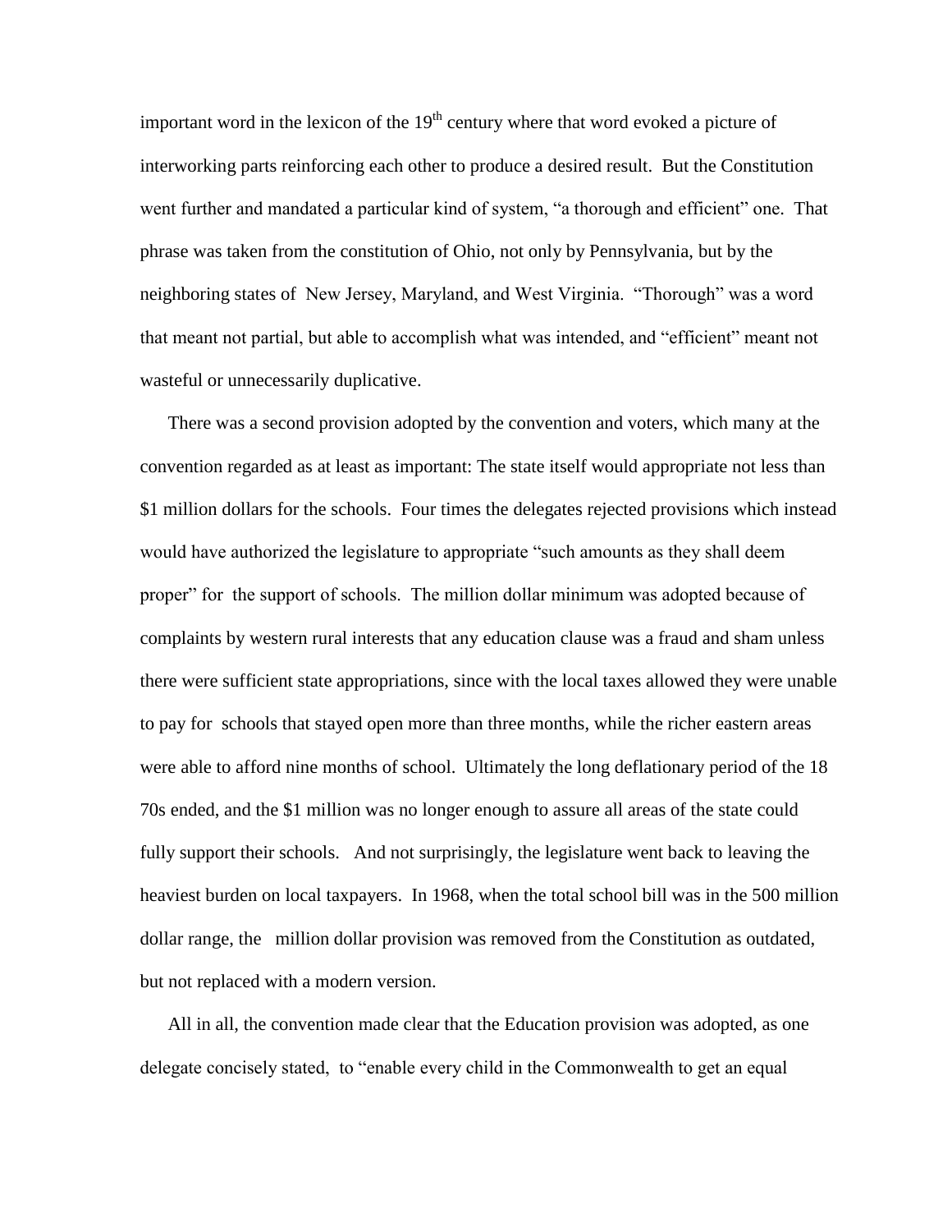important word in the lexicon of the 19th century where that word evoked a picture of interworking parts reinforcing each other to produce a desired result. But the Constitution went further and mandated a particular kind of system, "a thorough and efficient" one. That phrase was taken from the constitution of Ohio, not only by Pennsylvania, but by the neighboring states of New Jersey, Maryland, and West Virginia. "Thorough" was a word that meant not partial, but able to accomplish what was intended, and "efficient" meant not wasteful or unnecessarily duplicative.

There was a second provision adopted by the convention and voters, which many at the convention regarded as at least as important: The state itself would appropriate not less than $1 million dollars for the schools. Four times the delegates rejected provisions which instead would have authorized the legislature to appropriate "such amounts as they shall deem proper" for the support of schools. The million dollar minimum was adopted because of complaints by western rural interests that any education clause was a fraud and sham unless there were sufficient state appropriations, since with the local taxes allowed they were unable to pay for schools that stayed open more than three months, while the richer eastern areas were able to afford nine months of school. Ultimately the long deflationary period of the 18 70s ended, and the $1 million was no longer enough to assure all areas of the state could fully support their schools. And not surprisingly, the legislature went back to leaving the heaviest burden on local taxpayers. In 1968, when the total school bill was in the 500 million dollar range, the million dollar provision was removed from the Constitution as outdated, but not replaced with a modern version.

All in all, the convention made clear that the Education provision was adopted, as one delegate concisely stated, to "enable every child in the Commonwealth to get an equal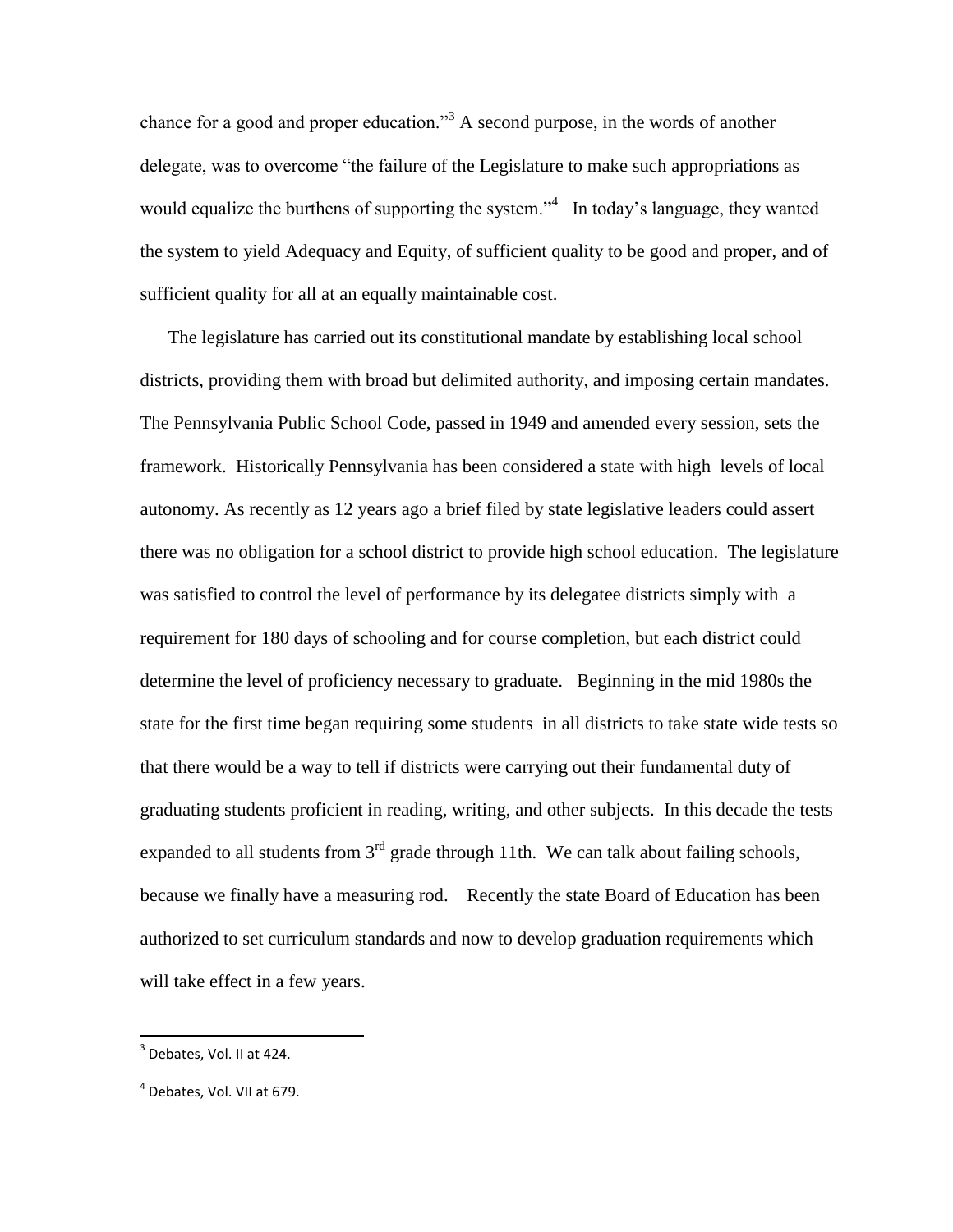chance for a good and proper education."[3] A second purpose, in the words of another delegate, was to overcome "the failure of the Legislature to make such appropriations as would equalize the burthens of supporting the system."[4] In today's language, they wanted the system to yield Adequacy and Equity, of sufficient quality to be good and proper, and of sufficient quality for all at an equally maintainable cost.

The legislature has carried out its constitutional mandate by establishing local school districts, providing them with broad but delimited authority, and imposing certain mandates. The Pennsylvania Public School Code, passed in 1949 and amended every session, sets the framework. Historically Pennsylvania has been considered a state with high levels of local autonomy. As recently as 12 years ago a brief filed by state legislative leaders could assert there was no obligation for a school district to provide high school education. The legislature was satisfied to control the level of performance by its delegatee districts simply with a requirement for 180 days of schooling and for course completion, but each district could determine the level of proficiency necessary to graduate. Beginning in the mid 1980s the state for the first time began requiring some students in all districts to take state wide tests so that there would be a way to tell if districts were carrying out their fundamental duty of graduating students proficient in reading, writing, and other subjects. In this decade the tests expanded to all students from 3rd grade through 11th. We can talk about failing schools, because we finally have a measuring rod. Recently the state Board of Education has been authorized to set curriculum standards and now to develop graduation requirements which will take effect in a few years.

---

[3] Debates, Vol. II at 424.

[4] Debates, Vol. VII at 679.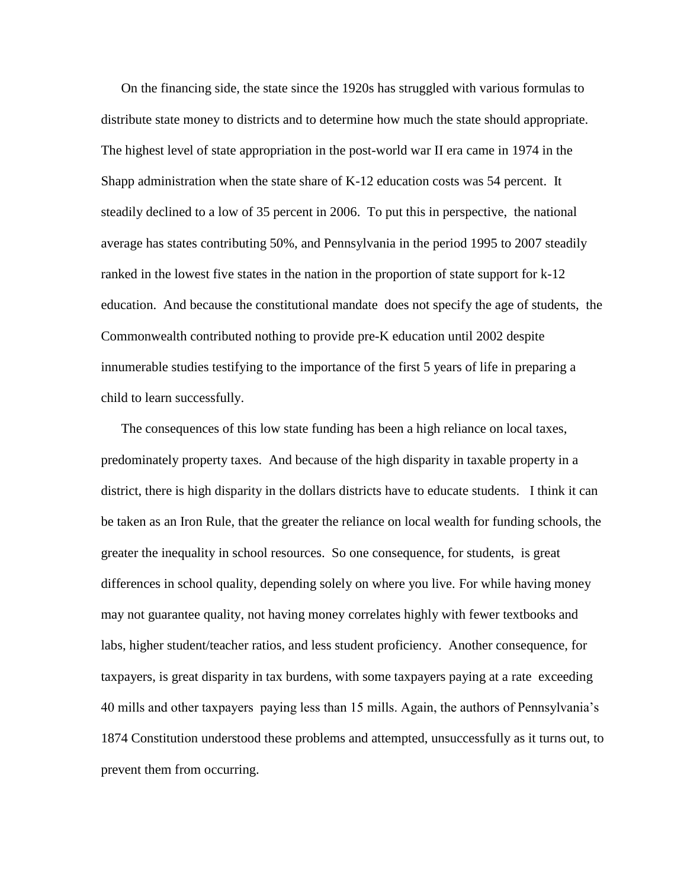On the financing side, the state since the 1920s has struggled with various formulas to distribute state money to districts and to determine how much the state should appropriate. The highest level of state appropriation in the post-world war II era came in 1974 in the Shapp administration when the state share of K-12 education costs was 54 percent. It steadily declined to a low of 35 percent in 2006. To put this in perspective, the national average has states contributing 50%, and Pennsylvania in the period 1995 to 2007 steadily ranked in the lowest five states in the nation in the proportion of state support for k-12 education. And because the constitutional mandate does not specify the age of students, the Commonwealth contributed nothing to provide pre-K education until 2002 despite innumerable studies testifying to the importance of the first 5 years of life in preparing a child to learn successfully.

The consequences of this low state funding has been a high reliance on local taxes, predominately property taxes. And because of the high disparity in taxable property in a district, there is high disparity in the dollars districts have to educate students. I think it can be taken as an Iron Rule, that the greater the reliance on local wealth for funding schools, the greater the inequality in school resources. So one consequence, for students, is great differences in school quality, depending solely on where you live. For while having money may not guarantee quality, not having money correlates highly with fewer textbooks and labs, higher student/teacher ratios, and less student proficiency. Another consequence, for taxpayers, is great disparity in tax burdens, with some taxpayers paying at a rate exceeding 40 mills and other taxpayers paying less than 15 mills. Again, the authors of Pennsylvania's 1874 Constitution understood these problems and attempted, unsuccessfully as it turns out, to prevent them from occurring.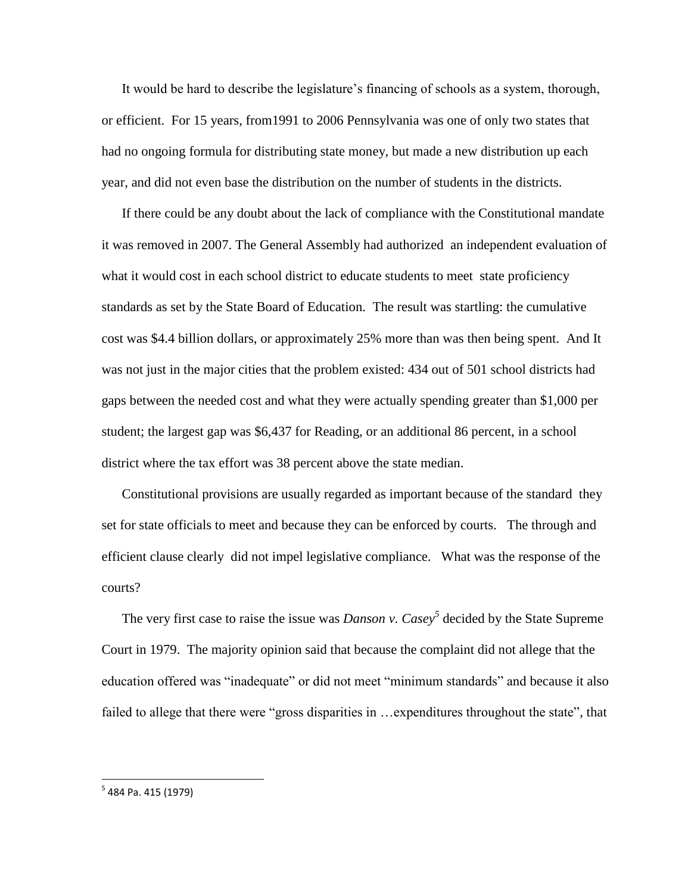It would be hard to describe the legislature's financing of schools as a system, thorough, or efficient. For 15 years, from1991 to 2006 Pennsylvania was one of only two states that had no ongoing formula for distributing state money, but made a new distribution up each year, and did not even base the distribution on the number of students in the districts.

If there could be any doubt about the lack of compliance with the Constitutional mandate it was removed in 2007. The General Assembly had authorized an independent evaluation of what it would cost in each school district to educate students to meet state proficiency standards as set by the State Board of Education. The result was startling: the cumulative cost was $4.4 billion dollars, or approximately 25% more than was then being spent. And It was not just in the major cities that the problem existed: 434 out of 501 school districts had gaps between the needed cost and what they were actually spending greater than $1,000 per student; the largest gap was $6,437 for Reading, or an additional 86 percent, in a school district where the tax effort was 38 percent above the state median.

Constitutional provisions are usually regarded as important because of the standard they set for state officials to meet and because they can be enforced by courts. The through and efficient clause clearly did not impel legislative compliance. What was the response of the courts?

The very first case to raise the issue was *Danson v. Casey*[5] decided by the State Supreme Court in 1979. The majority opinion said that because the complaint did not allege that the education offered was "inadequate" or did not meet "minimum standards" and because it also failed to allege that there were "gross disparities in …expenditures throughout the state", that

---

[5] 484 Pa. 415 (1979)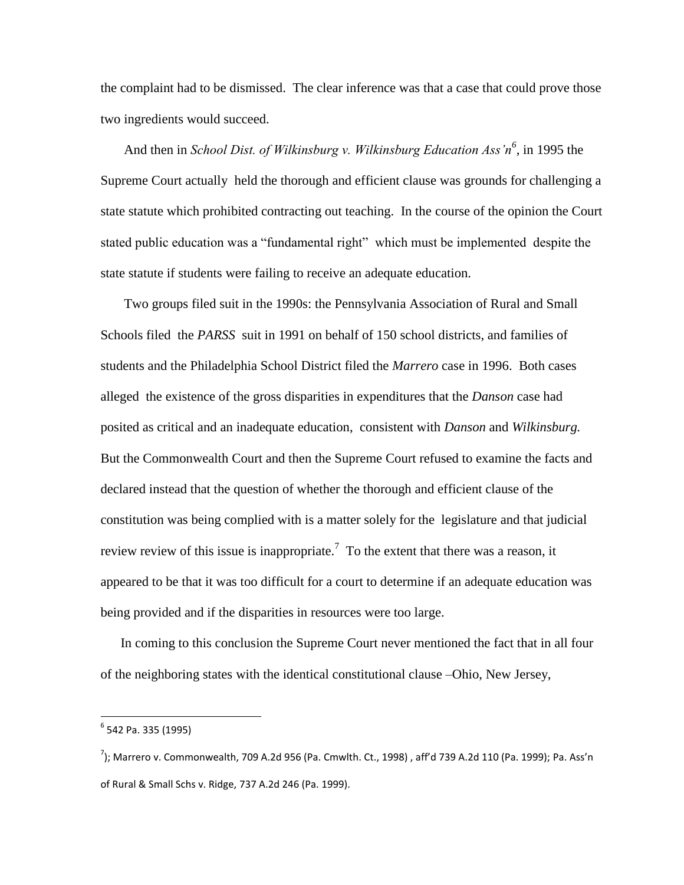the complaint had to be dismissed. The clear inference was that a case that could prove those two ingredients would succeed.

And then in *School Dist. of Wilkinsburg v. Wilkinsburg Education Ass'n*[6], in 1995 the Supreme Court actually held the thorough and efficient clause was grounds for challenging a state statute which prohibited contracting out teaching. In the course of the opinion the Court stated public education was a "fundamental right" which must be implemented despite the state statute if students were failing to receive an adequate education.

Two groups filed suit in the 1990s: the Pennsylvania Association of Rural and Small Schools filed the *PARSS* suit in 1991 on behalf of 150 school districts, and families of students and the Philadelphia School District filed the *Marrero* case in 1996. Both cases alleged the existence of the gross disparities in expenditures that the *Danson* case had posited as critical and an inadequate education, consistent with *Danson* and *Wilkinsburg.* But the Commonwealth Court and then the Supreme Court refused to examine the facts and declared instead that the question of whether the thorough and efficient clause of the constitution was being complied with is a matter solely for the legislature and that judicial review review of this issue is inappropriate.[7] To the extent that there was a reason, it appeared to be that it was too difficult for a court to determine if an adequate education was being provided and if the disparities in resources were too large.

In coming to this conclusion the Supreme Court never mentioned the fact that in all four of the neighboring states with the identical constitutional clause –Ohio, New Jersey,

---

[6] 542 Pa. 335 (1995)

[7]); Marrero v. Commonwealth, 709 A.2d 956 (Pa. Cmwlth. Ct., 1998) , aff'd 739 A.2d 110 (Pa. 1999); Pa. Ass'n of Rural & Small Schs v. Ridge, 737 A.2d 246 (Pa. 1999).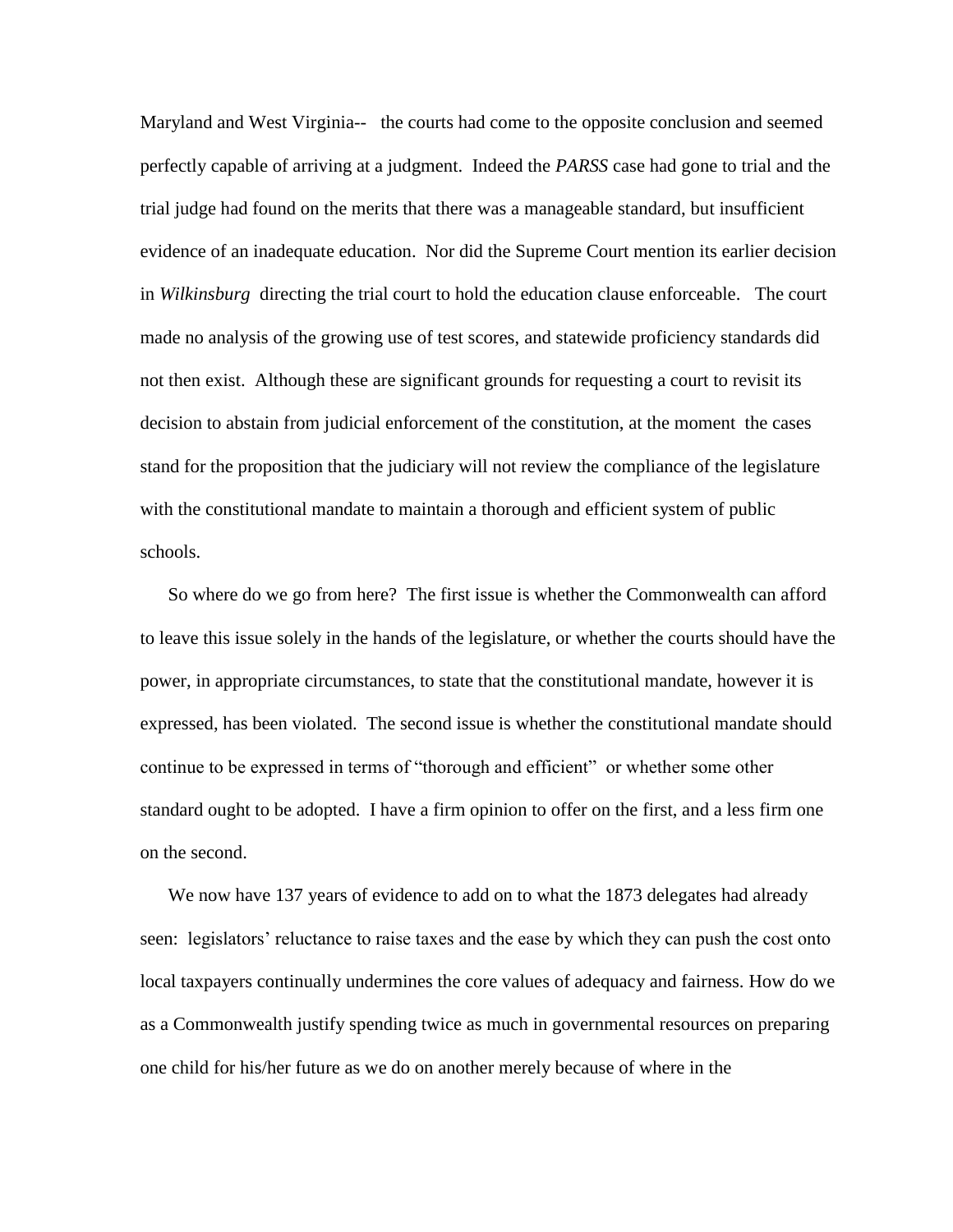Maryland and West Virginia-- the courts had come to the opposite conclusion and seemed perfectly capable of arriving at a judgment. Indeed the *PARSS* case had gone to trial and the trial judge had found on the merits that there was a manageable standard, but insufficient evidence of an inadequate education. Nor did the Supreme Court mention its earlier decision in *Wilkinsburg* directing the trial court to hold the education clause enforceable. The court made no analysis of the growing use of test scores, and statewide proficiency standards did not then exist. Although these are significant grounds for requesting a court to revisit its decision to abstain from judicial enforcement of the constitution, at the moment the cases stand for the proposition that the judiciary will not review the compliance of the legislature with the constitutional mandate to maintain a thorough and efficient system of public schools.

So where do we go from here? The first issue is whether the Commonwealth can afford to leave this issue solely in the hands of the legislature, or whether the courts should have the power, in appropriate circumstances, to state that the constitutional mandate, however it is expressed, has been violated. The second issue is whether the constitutional mandate should continue to be expressed in terms of "thorough and efficient" or whether some other standard ought to be adopted. I have a firm opinion to offer on the first, and a less firm one on the second.

We now have 137 years of evidence to add on to what the 1873 delegates had already seen: legislators' reluctance to raise taxes and the ease by which they can push the cost onto local taxpayers continually undermines the core values of adequacy and fairness. How do we as a Commonwealth justify spending twice as much in governmental resources on preparing one child for his/her future as we do on another merely because of where in the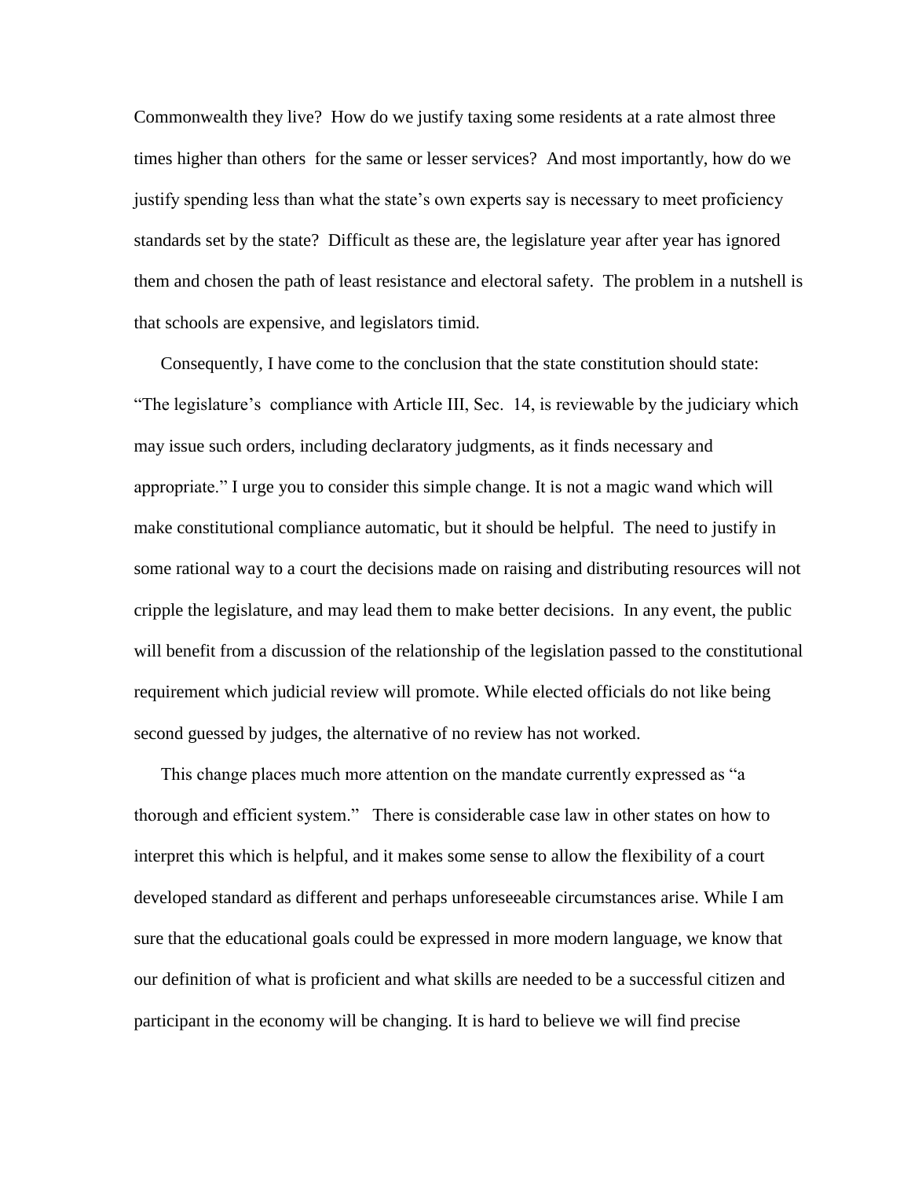Commonwealth they live? How do we justify taxing some residents at a rate almost three times higher than others for the same or lesser services? And most importantly, how do we justify spending less than what the state's own experts say is necessary to meet proficiency standards set by the state? Difficult as these are, the legislature year after year has ignored them and chosen the path of least resistance and electoral safety. The problem in a nutshell is that schools are expensive, and legislators timid.

Consequently, I have come to the conclusion that the state constitution should state: "The legislature's compliance with Article III, Sec. 14, is reviewable by the judiciary which may issue such orders, including declaratory judgments, as it finds necessary and appropriate." I urge you to consider this simple change. It is not a magic wand which will make constitutional compliance automatic, but it should be helpful. The need to justify in some rational way to a court the decisions made on raising and distributing resources will not cripple the legislature, and may lead them to make better decisions. In any event, the public will benefit from a discussion of the relationship of the legislation passed to the constitutional requirement which judicial review will promote. While elected officials do not like being second guessed by judges, the alternative of no review has not worked.

This change places much more attention on the mandate currently expressed as "a thorough and efficient system." There is considerable case law in other states on how to interpret this which is helpful, and it makes some sense to allow the flexibility of a court developed standard as different and perhaps unforeseeable circumstances arise. While I am sure that the educational goals could be expressed in more modern language, we know that our definition of what is proficient and what skills are needed to be a successful citizen and participant in the economy will be changing. It is hard to believe we will find precise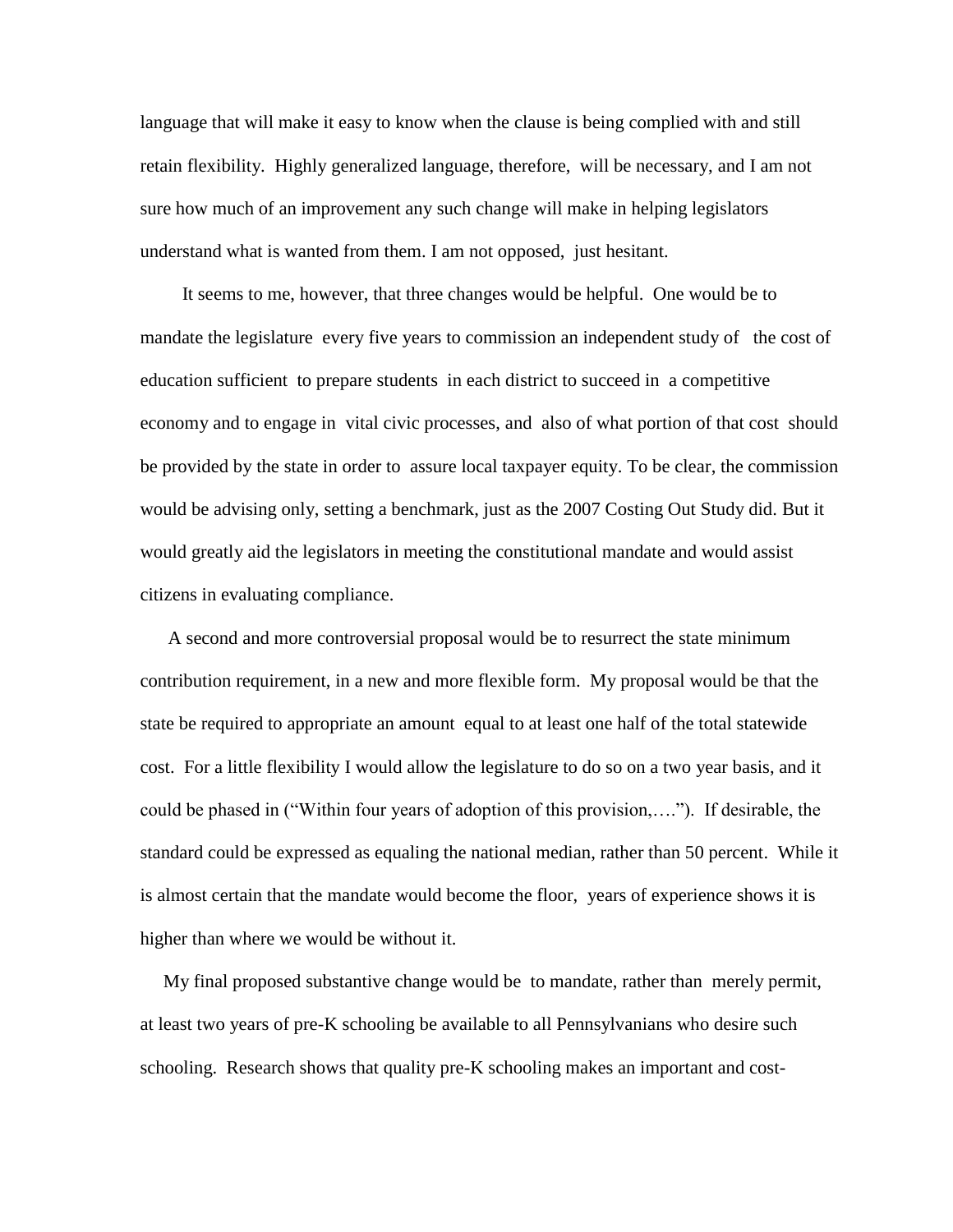language that will make it easy to know when the clause is being complied with and still retain flexibility. Highly generalized language, therefore, will be necessary, and I am not sure how much of an improvement any such change will make in helping legislators understand what is wanted from them. I am not opposed, just hesitant.

It seems to me, however, that three changes would be helpful. One would be to mandate the legislature every five years to commission an independent study of the cost of education sufficient to prepare students in each district to succeed in a competitive economy and to engage in vital civic processes, and also of what portion of that cost should be provided by the state in order to assure local taxpayer equity. To be clear, the commission would be advising only, setting a benchmark, just as the 2007 Costing Out Study did. But it would greatly aid the legislators in meeting the constitutional mandate and would assist citizens in evaluating compliance.

A second and more controversial proposal would be to resurrect the state minimum contribution requirement, in a new and more flexible form. My proposal would be that the state be required to appropriate an amount equal to at least one half of the total statewide cost. For a little flexibility I would allow the legislature to do so on a two year basis, and it could be phased in ("Within four years of adoption of this provision,…."). If desirable, the standard could be expressed as equaling the national median, rather than 50 percent. While it is almost certain that the mandate would become the floor, years of experience shows it is higher than where we would be without it.

My final proposed substantive change would be to mandate, rather than merely permit, at least two years of pre-K schooling be available to all Pennsylvanians who desire such schooling. Research shows that quality pre-K schooling makes an important and cost-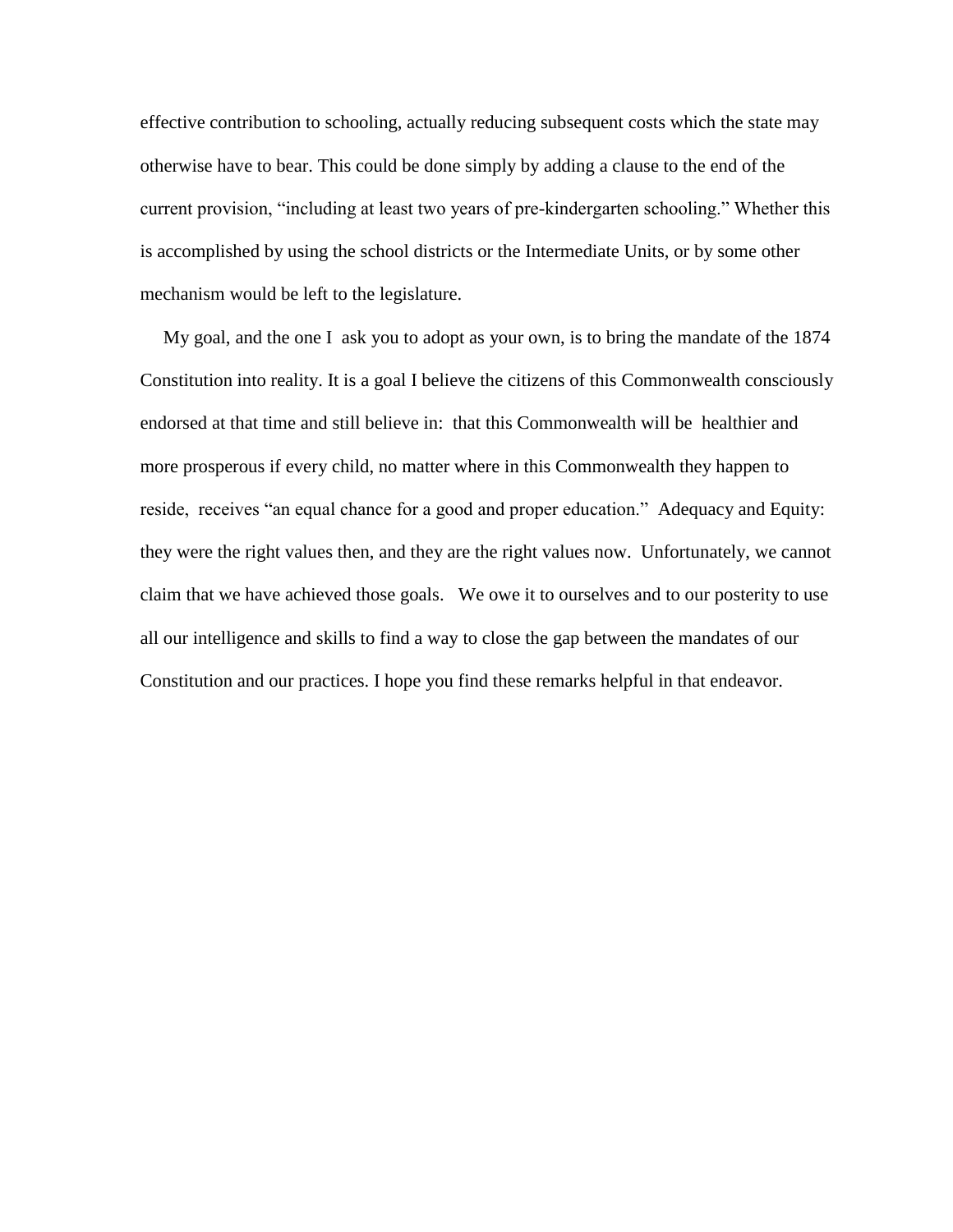effective contribution to schooling, actually reducing subsequent costs which the state may otherwise have to bear. This could be done simply by adding a clause to the end of the current provision, "including at least two years of pre-kindergarten schooling." Whether this is accomplished by using the school districts or the Intermediate Units, or by some other mechanism would be left to the legislature.

My goal, and the one I ask you to adopt as your own, is to bring the mandate of the 1874 Constitution into reality. It is a goal I believe the citizens of this Commonwealth consciously endorsed at that time and still believe in: that this Commonwealth will be healthier and more prosperous if every child, no matter where in this Commonwealth they happen to reside, receives "an equal chance for a good and proper education." Adequacy and Equity: they were the right values then, and they are the right values now. Unfortunately, we cannot claim that we have achieved those goals. We owe it to ourselves and to our posterity to use all our intelligence and skills to find a way to close the gap between the mandates of our Constitution and our practices. I hope you find these remarks helpful in that endeavor.